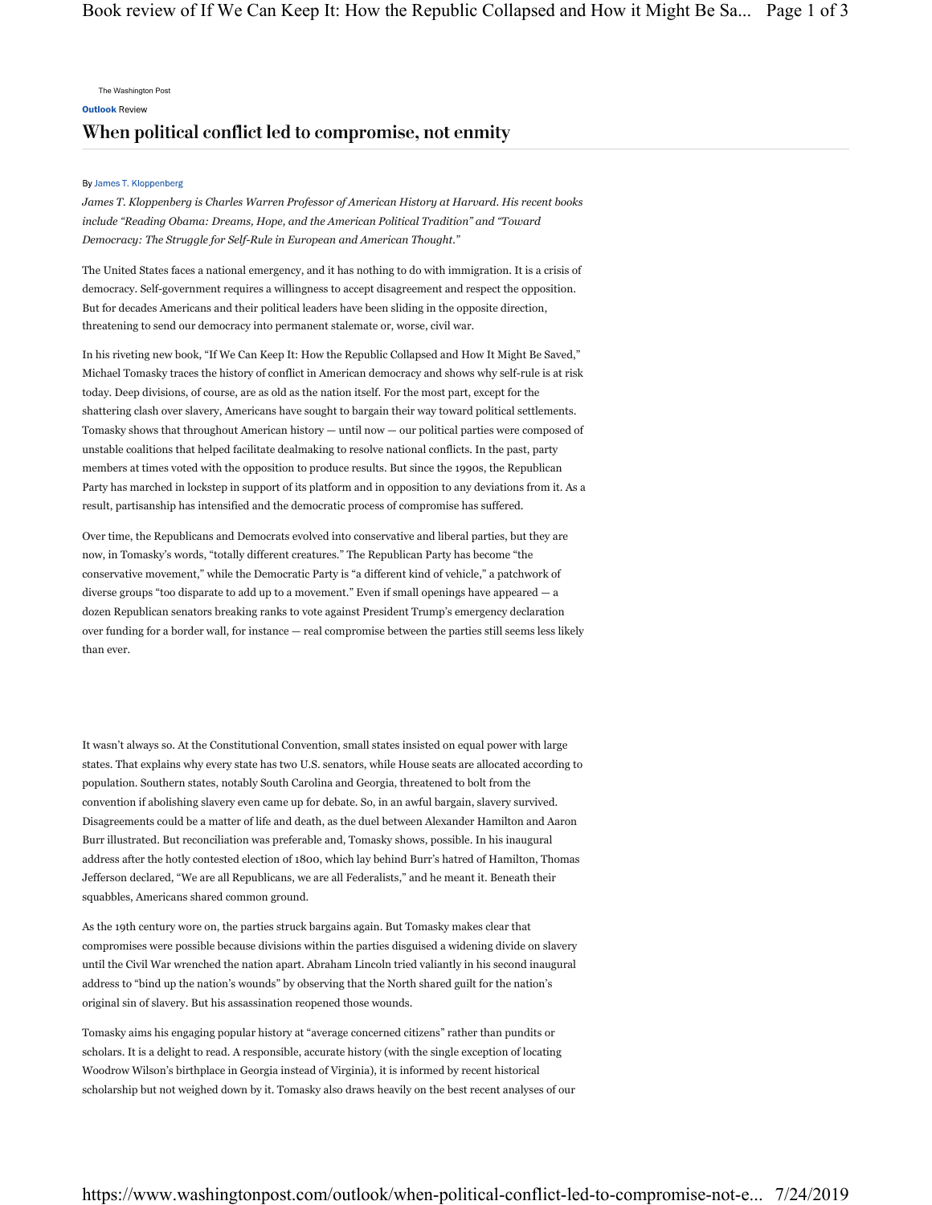The Washington Post

**Outlook** Review

# When political conflict led to compromise, not enmity

By James T. Kloppenberg

*James T. Kloppenberg is Charles Warren Professor of American History at Harvard. His recent books include "Reading Obama: Dreams, Hope, and the American Political Tradition" and "Toward Democracy: The Struggle for Self-Rule in European and American Thought."*

The United States faces a national emergency, and it has nothing to do with immigration. It is a crisis of democracy. Self-government requires a willingness to accept disagreement and respect the opposition. But for decades Americans and their political leaders have been sliding in the opposite direction, threatening to send our democracy into permanent stalemate or, worse, civil war.

In his riveting new book, "If We Can Keep It: How the Republic Collapsed and How It Might Be Saved," Michael Tomasky traces the history of conflict in American democracy and shows why self-rule is at risk today. Deep divisions, of course, are as old as the nation itself. For the most part, except for the shattering clash over slavery, Americans have sought to bargain their way toward political settlements. Tomasky shows that throughout American history — until now — our political parties were composed of unstable coalitions that helped facilitate dealmaking to resolve national conflicts. In the past, party members at times voted with the opposition to produce results. But since the 1990s, the Republican Party has marched in lockstep in support of its platform and in opposition to any deviations from it. As a result, partisanship has intensified and the democratic process of compromise has suffered.

Over time, the Republicans and Democrats evolved into conservative and liberal parties, but they are now, in Tomasky's words, "totally different creatures." The Republican Party has become "the conservative movement," while the Democratic Party is "a different kind of vehicle," a patchwork of diverse groups "too disparate to add up to a movement." Even if small openings have appeared — a dozen Republican senators breaking ranks to vote against President Trump's emergency declaration over funding for a border wall, for instance — real compromise between the parties still seems less likely than ever.

It wasn't always so. At the Constitutional Convention, small states insisted on equal power with large states. That explains why every state has two U.S. senators, while House seats are allocated according to population. Southern states, notably South Carolina and Georgia, threatened to bolt from the convention if abolishing slavery even came up for debate. So, in an awful bargain, slavery survived. Disagreements could be a matter of life and death, as the duel between Alexander Hamilton and Aaron Burr illustrated. But reconciliation was preferable and, Tomasky shows, possible. In his inaugural address after the hotly contested election of 1800, which lay behind Burr's hatred of Hamilton, Thomas Jefferson declared, "We are all Republicans, we are all Federalists," and he meant it. Beneath their squabbles, Americans shared common ground.

As the 19th century wore on, the parties struck bargains again. But Tomasky makes clear that compromises were possible because divisions within the parties disguised a widening divide on slavery until the Civil War wrenched the nation apart. Abraham Lincoln tried valiantly in his second inaugural address to "bind up the nation's wounds" by observing that the North shared guilt for the nation's original sin of slavery. But his assassination reopened those wounds.

Tomasky aims his engaging popular history at "average concerned citizens" rather than pundits or scholars. It is a delight to read. A responsible, accurate history (with the single exception of locating Woodrow Wilson's birthplace in Georgia instead of Virginia), it is informed by recent historical scholarship but not weighed down by it. Tomasky also draws heavily on the best recent analyses of our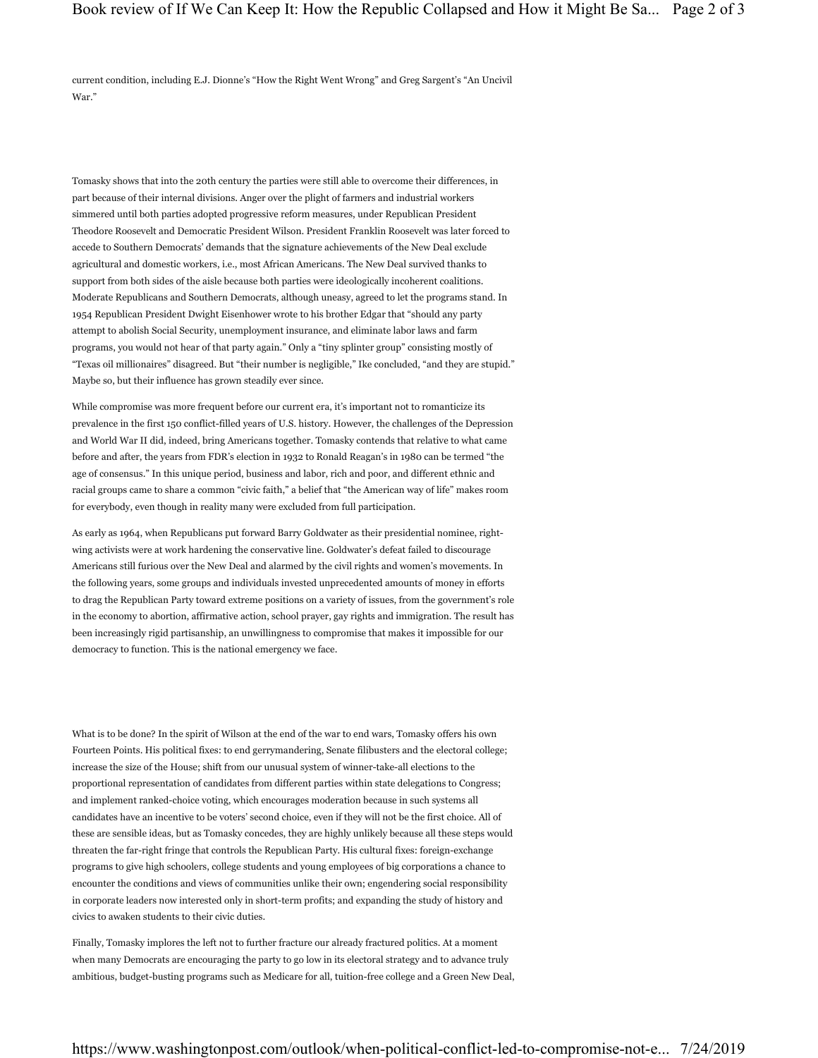current condition, including E.J. Dionne's "How the Right Went Wrong" and Greg Sargent's "An Uncivil War."

Tomasky shows that into the 20th century the parties were still able to overcome their differences, in part because of their internal divisions. Anger over the plight of farmers and industrial workers simmered until both parties adopted progressive reform measures, under Republican President Theodore Roosevelt and Democratic President Wilson. President Franklin Roosevelt was later forced to accede to Southern Democrats' demands that the signature achievements of the New Deal exclude agricultural and domestic workers, i.e., most African Americans. The New Deal survived thanks to support from both sides of the aisle because both parties were ideologically incoherent coalitions. Moderate Republicans and Southern Democrats, although uneasy, agreed to let the programs stand. In 1954 Republican President Dwight Eisenhower wrote to his brother Edgar that "should any party attempt to abolish Social Security, unemployment insurance, and eliminate labor laws and farm programs, you would not hear of that party again." Only a "tiny splinter group" consisting mostly of "Texas oil millionaires" disagreed. But "their number is negligible," Ike concluded, "and they are stupid." Maybe so, but their influence has grown steadily ever since.

While compromise was more frequent before our current era, it's important not to romanticize its prevalence in the first 150 conflict-filled years of U.S. history. However, the challenges of the Depression and World War II did, indeed, bring Americans together. Tomasky contends that relative to what came before and after, the years from FDR's election in 1932 to Ronald Reagan's in 1980 can be termed "the age of consensus." In this unique period, business and labor, rich and poor, and different ethnic and racial groups came to share a common "civic faith," a belief that "the American way of life" makes room for everybody, even though in reality many were excluded from full participation.

As early as 1964, when Republicans put forward Barry Goldwater as their presidential nominee, right-wing activists were at work hardening the conservative line. Goldwater's defeat failed to discourage Americans still furious over the New Deal and alarmed by the civil rights and women's movements. In the following years, some groups and individuals invested unprecedented amounts of money in efforts to drag the Republican Party toward extreme positions on a variety of issues, from the government's role in the economy to abortion, affirmative action, school prayer, gay rights and immigration. The result has been increasingly rigid partisanship, an unwillingness to compromise that makes it impossible for our democracy to function. This is the national emergency we face.

What is to be done? In the spirit of Wilson at the end of the war to end wars, Tomasky offers his own Fourteen Points. His political fixes: to end gerrymandering, Senate filibusters and the electoral college; increase the size of the House; shift from our unusual system of winner-take-all elections to the proportional representation of candidates from different parties within state delegations to Congress; and implement ranked-choice voting, which encourages moderation because in such systems all candidates have an incentive to be voters' second choice, even if they will not be the first choice. All of these are sensible ideas, but as Tomasky concedes, they are highly unlikely because all these steps would threaten the far-right fringe that controls the Republican Party. His cultural fixes: foreign-exchange programs to give high schoolers, college students and young employees of big corporations a chance to encounter the conditions and views of communities unlike their own; engendering social responsibility in corporate leaders now interested only in short-term profits; and expanding the study of history and civics to awaken students to their civic duties.

Finally, Tomasky implores the left not to further fracture our already fractured politics. At a moment when many Democrats are encouraging the party to go low in its electoral strategy and to advance truly ambitious, budget-busting programs such as Medicare for all, tuition-free college and a Green New Deal,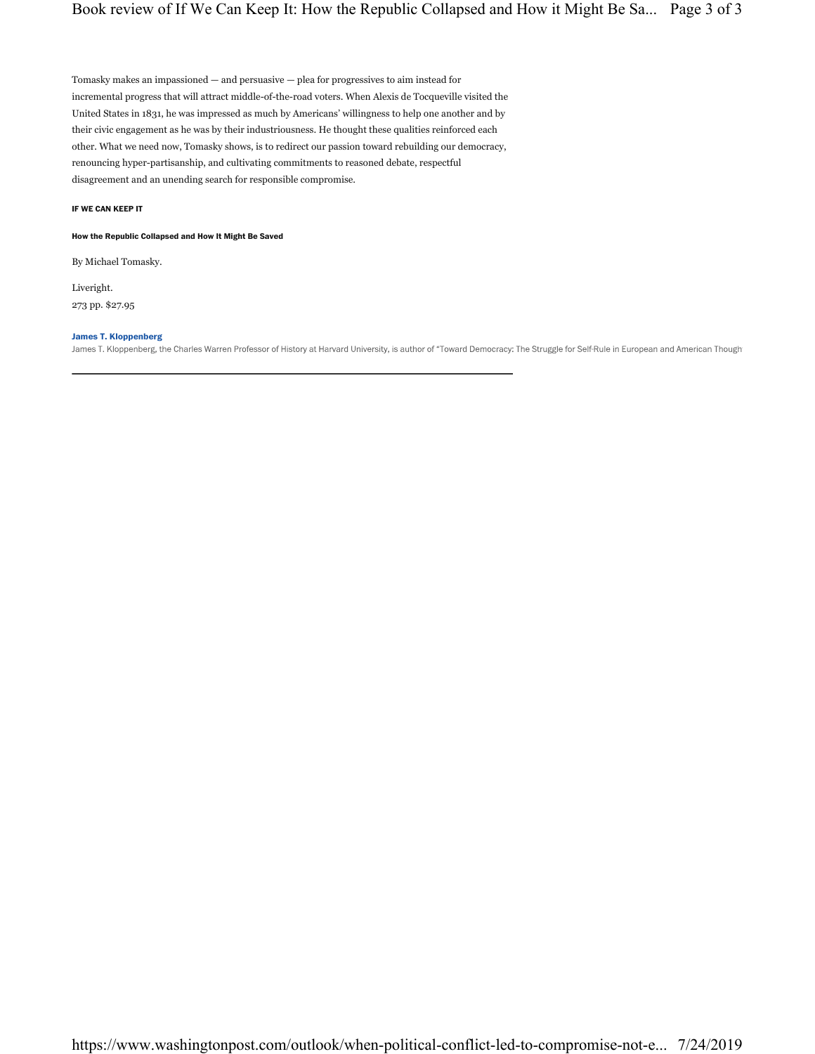Tomasky makes an impassioned — and persuasive — plea for progressives to aim instead for incremental progress that will attract middle-of-the-road voters. When Alexis de Tocqueville visited the United States in 1831, he was impressed as much by Americans' willingness to help one another and by their civic engagement as he was by their industriousness. He thought these qualities reinforced each other. What we need now, Tomasky shows, is to redirect our passion toward rebuilding our democracy, renouncing hyper-partisanship, and cultivating commitments to reasoned debate, respectful disagreement and an unending search for responsible compromise.

**IF WE CAN KEEP IT**

**How the Republic Collapsed and How It Might Be Saved**

By Michael Tomasky.

Liveright.
273 pp. $27.95

**James T. Kloppenberg**

James T. Kloppenberg, the Charles Warren Professor of History at Harvard University, is author of "Toward Democracy: The Struggle for Self-Rule in European and American Though